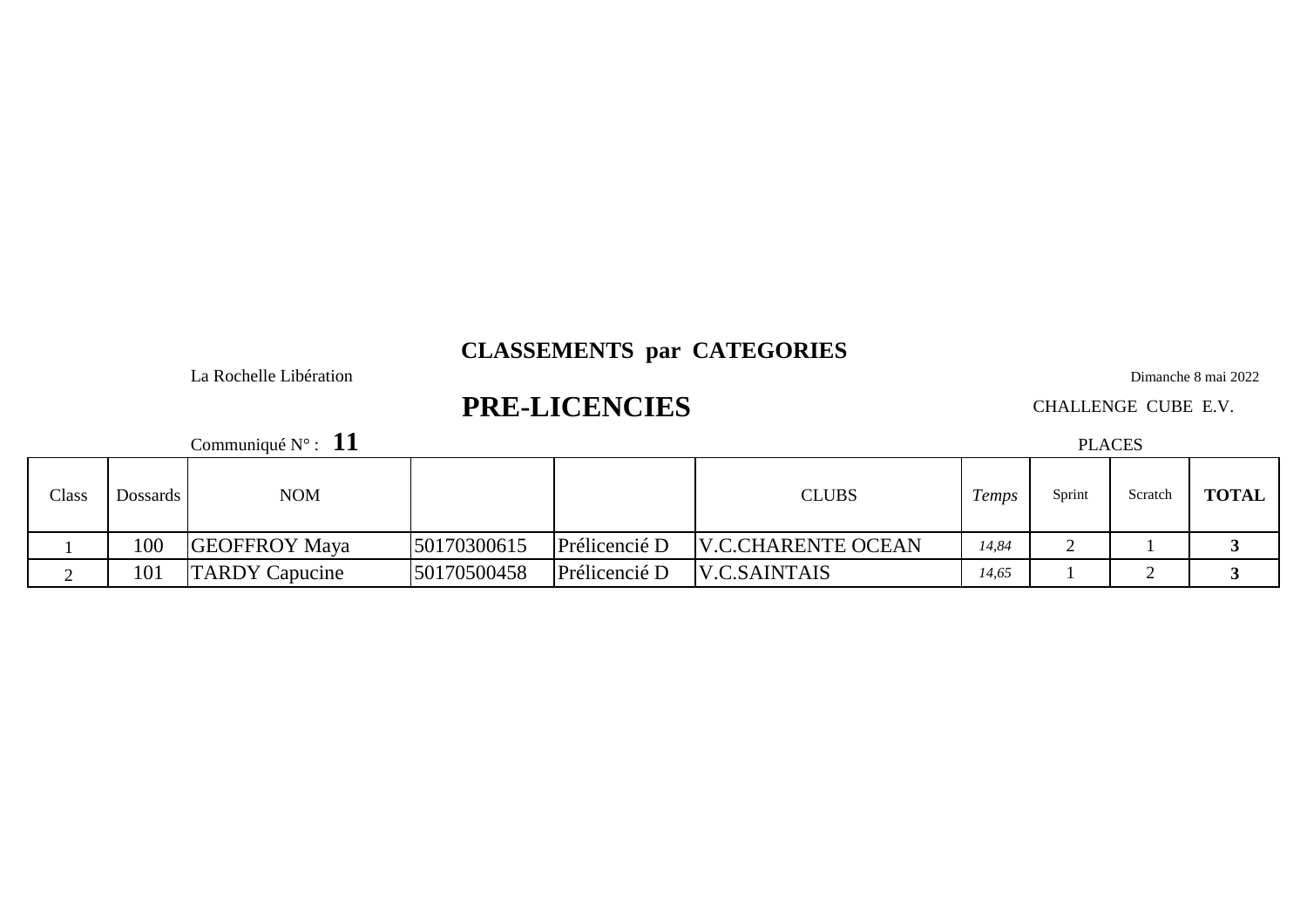# CLASSEMENTS par CATEGORIES

La Rochelle Libération

Dimanche 8 mai 2022

## PRE-LICENCIES

CHALLENGE CUBE E.V.

Communiqué N° : **11**

| Class | Dossards | NOM | | | CLUBS | *Temps* | Sprint | Scratch | **TOTAL** |
|---|---|---|---|---|---|---|---|---|---|
| | | | | | | | PLACES | | |
| 1 | 100 | GEOFFROY Maya | 50170300615 | Prélicencié D | V.C.CHARENTE OCEAN | *14,84* | 2 | 1 | **3** |
| 2 | 101 | TARDY Capucine | 50170500458 | Prélicencié D | V.C.SAINTAIS | *14,65* | 1 | 2 | **3** |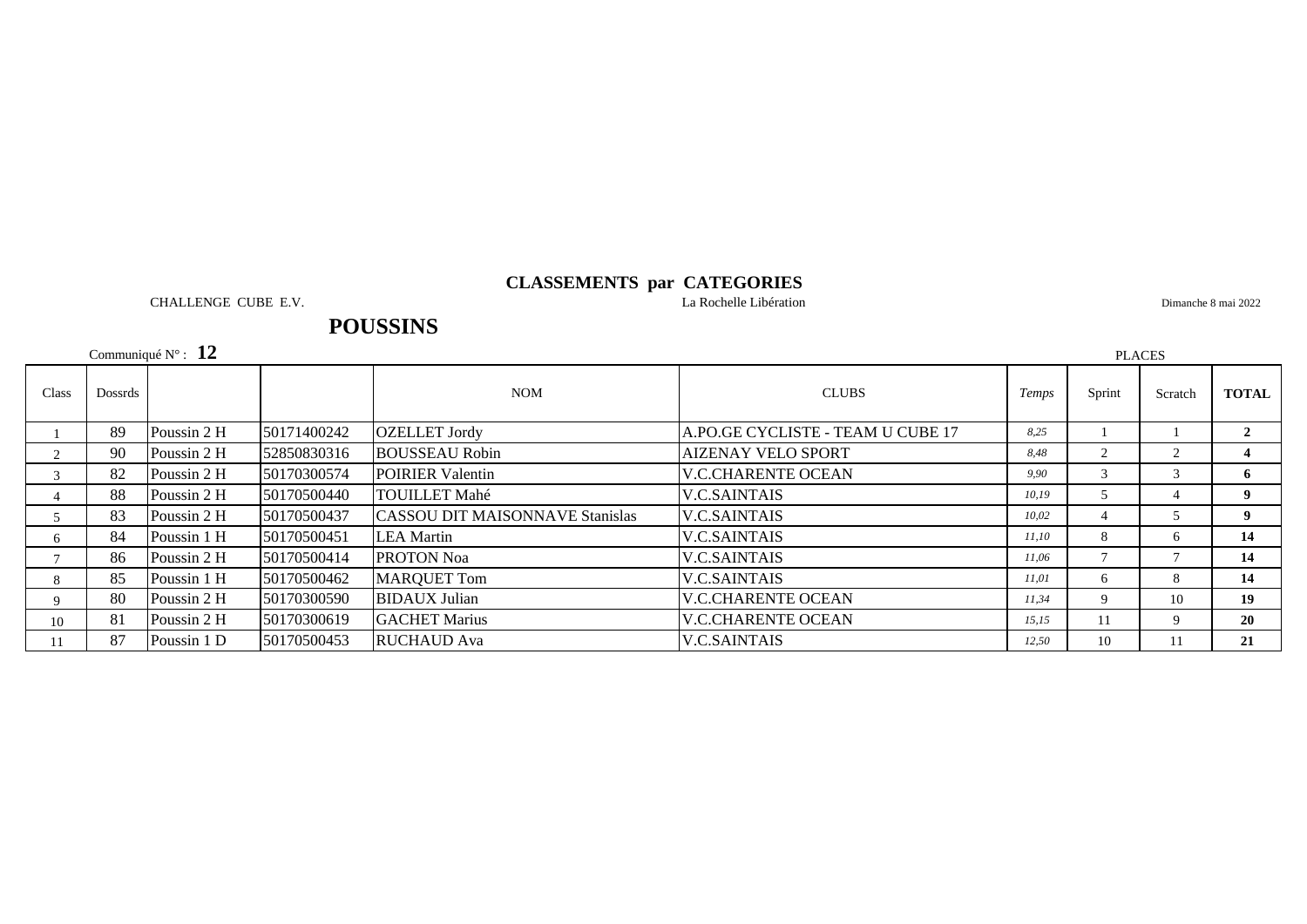# CLASSEMENTS par CATEGORIES

CHALLENGE CUBE E.V. — La Rochelle Libération — Dimanche 8 mai 2022

## POUSSINS

Communiqué N° : **12**

| Class | Dossrds | | | NOM | CLUBS | *Temps* | Sprint | Scratch | **TOTAL** |
|---|---|---|---|---|---|---|---|---|---|
| | | | | | | | PLACES | | |
| 1 | 89 | Poussin 2 H | 50171400242 | OZELLET Jordy | A.PO.GE CYCLISTE - TEAM U CUBE 17 | *8,25* | 1 | 1 | **2** |
| 2 | 90 | Poussin 2 H | 52850830316 | BOUSSEAU Robin | AIZENAY VELO SPORT | *8,48* | 2 | 2 | **4** |
| 3 | 82 | Poussin 2 H | 50170300574 | POIRIER Valentin | V.C.CHARENTE OCEAN | *9,90* | 3 | 3 | **6** |
| 4 | 88 | Poussin 2 H | 50170500440 | TOUILLET Mahé | V.C.SAINTAIS | *10,19* | 5 | 4 | **9** |
| 5 | 83 | Poussin 2 H | 50170500437 | CASSOU DIT MAISONNAVE Stanislas | V.C.SAINTAIS | *10,02* | 4 | 5 | **9** |
| 6 | 84 | Poussin 1 H | 50170500451 | LEA Martin | V.C.SAINTAIS | *11,10* | 8 | 6 | **14** |
| 7 | 86 | Poussin 2 H | 50170500414 | PROTON Noa | V.C.SAINTAIS | *11,06* | 7 | 7 | **14** |
| 8 | 85 | Poussin 1 H | 50170500462 | MARQUET Tom | V.C.SAINTAIS | *11,01* | 6 | 8 | **14** |
| 9 | 80 | Poussin 2 H | 50170300590 | BIDAUX Julian | V.C.CHARENTE OCEAN | *11,34* | 9 | 10 | **19** |
| 10 | 81 | Poussin 2 H | 50170300619 | GACHET Marius | V.C.CHARENTE OCEAN | *15,15* | 11 | 9 | **20** |
| 11 | 87 | Poussin 1 D | 50170500453 | RUCHAUD Ava | V.C.SAINTAIS | *12,50* | 10 | 11 | **21** |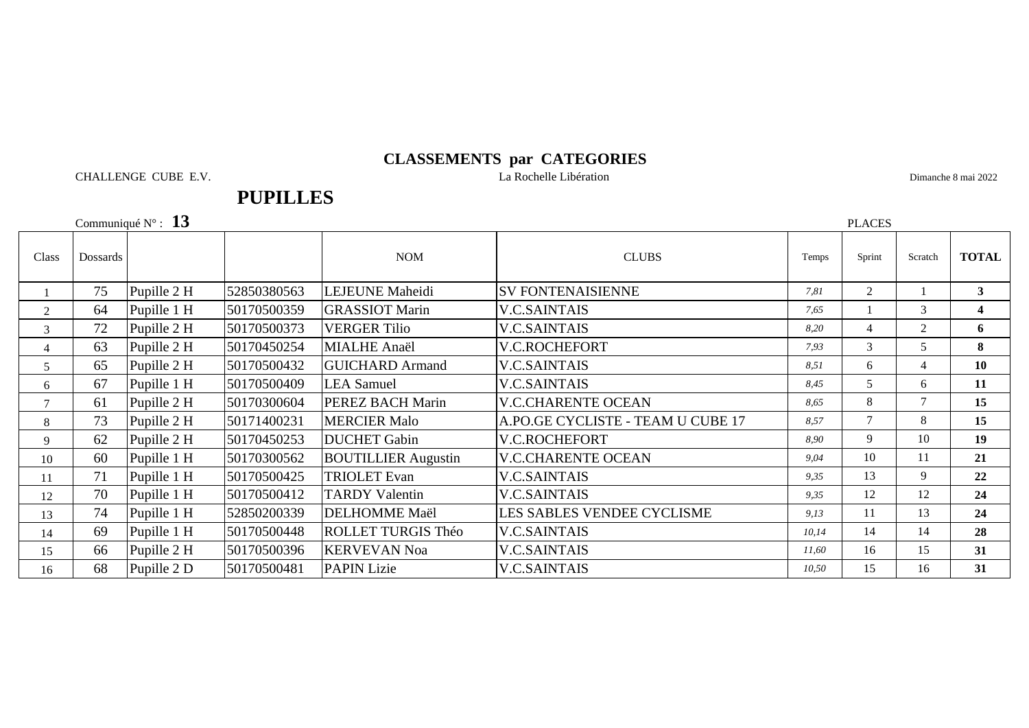# CLASSEMENTS par CATEGORIES

CHALLENGE CUBE E.V. — La Rochelle Libération — Dimanche 8 mai 2022

## PUPILLES

Communiqué N° : **13**

| Class | Dossards | | | NOM | CLUBS | Temps | Sprint | Scratch | TOTAL |
|---|---|---|---|---|---|---|---|---|---|
| | | | | | | | PLACES | | |
| 1 | 75 | Pupille 2 H | 52850380563 | LEJEUNE Maheidi | SV FONTENAISIENNE | *7,81* | 2 | 1 | **3** |
| 2 | 64 | Pupille 1 H | 50170500359 | GRASSIOT Marin | V.C.SAINTAIS | *7,65* | 1 | 3 | **4** |
| 3 | 72 | Pupille 2 H | 50170500373 | VERGER Tilio | V.C.SAINTAIS | *8,20* | 4 | 2 | **6** |
| 4 | 63 | Pupille 2 H | 50170450254 | MIALHE Anaël | V.C.ROCHEFORT | *7,93* | 3 | 5 | **8** |
| 5 | 65 | Pupille 2 H | 50170500432 | GUICHARD Armand | V.C.SAINTAIS | *8,51* | 6 | 4 | **10** |
| 6 | 67 | Pupille 1 H | 50170500409 | LEA Samuel | V.C.SAINTAIS | *8,45* | 5 | 6 | **11** |
| 7 | 61 | Pupille 2 H | 50170300604 | PEREZ BACH Marin | V.C.CHARENTE OCEAN | *8,65* | 8 | 7 | **15** |
| 8 | 73 | Pupille 2 H | 50171400231 | MERCIER Malo | A.PO.GE CYCLISTE - TEAM U CUBE 17 | *8,57* | 7 | 8 | **15** |
| 9 | 62 | Pupille 2 H | 50170450253 | DUCHET Gabin | V.C.ROCHEFORT | *8,90* | 9 | 10 | **19** |
| 10 | 60 | Pupille 1 H | 50170300562 | BOUTILLIER Augustin | V.C.CHARENTE OCEAN | *9,04* | 10 | 11 | **21** |
| 11 | 71 | Pupille 1 H | 50170500425 | TRIOLET Evan | V.C.SAINTAIS | *9,35* | 13 | 9 | **22** |
| 12 | 70 | Pupille 1 H | 50170500412 | TARDY Valentin | V.C.SAINTAIS | *9,35* | 12 | 12 | **24** |
| 13 | 74 | Pupille 1 H | 52850200339 | DELHOMME Maël | LES SABLES VENDEE CYCLISME | *9,13* | 11 | 13 | **24** |
| 14 | 69 | Pupille 1 H | 50170500448 | ROLLET TURGIS Théo | V.C.SAINTAIS | *10,14* | 14 | 14 | **28** |
| 15 | 66 | Pupille 2 H | 50170500396 | KERVEVAN Noa | V.C.SAINTAIS | *11,60* | 16 | 15 | **31** |
| 16 | 68 | Pupille 2 D | 50170500481 | PAPIN Lizie | V.C.SAINTAIS | *10,50* | 15 | 16 | **31** |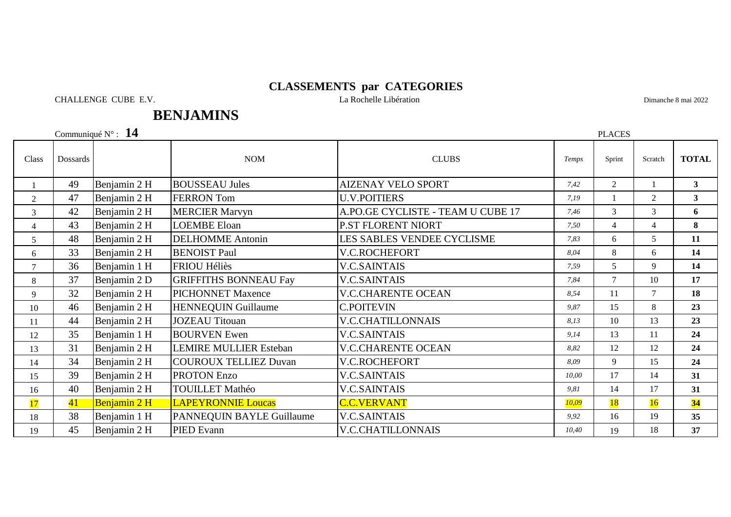# CLASSEMENTS par CATEGORIES

CHALLENGE CUBE E.V. — La Rochelle Libération — Dimanche 8 mai 2022

## BENJAMINS

Communiqué N° : **14**

| Class | Dossards | | NOM | CLUBS | *Temps* | Sprint | Scratch | **TOTAL** |
|---|---|---|---|---|---|---|---|---|
| | | | | | | PLACES | | |
| 1 | 49 | Benjamin 2 H | BOUSSEAU Jules | AIZENAY VELO SPORT | *7,42* | 2 | 1 | **3** |
| 2 | 47 | Benjamin 2 H | FERRON Tom | U.V.POITIERS | *7,19* | 1 | 2 | **3** |
| 3 | 42 | Benjamin 2 H | MERCIER Marvyn | A.PO.GE CYCLISTE - TEAM U CUBE 17 | *7,46* | 3 | 3 | **6** |
| 4 | 43 | Benjamin 2 H | LOEMBE Eloan | P.ST FLORENT NIORT | *7,50* | 4 | 4 | **8** |
| 5 | 48 | Benjamin 2 H | DELHOMME Antonin | LES SABLES VENDEE CYCLISME | *7,83* | 6 | 5 | **11** |
| 6 | 33 | Benjamin 2 H | BENOIST Paul | V.C.ROCHEFORT | *8,04* | 8 | 6 | **14** |
| 7 | 36 | Benjamin 1 H | FRIOU Héliès | V.C.SAINTAIS | *7,59* | 5 | 9 | **14** |
| 8 | 37 | Benjamin 2 D | GRIFFITHS BONNEAU Fay | V.C.SAINTAIS | *7,84* | 7 | 10 | **17** |
| 9 | 32 | Benjamin 2 H | PICHONNET Maxence | V.C.CHARENTE OCEAN | *8,54* | 11 | 7 | **18** |
| 10 | 46 | Benjamin 2 H | HENNEQUIN Guillaume | C.POITEVIN | *9,87* | 15 | 8 | **23** |
| 11 | 44 | Benjamin 2 H | JOZEAU Titouan | V.C.CHATILLONNAIS | *8,13* | 10 | 13 | **23** |
| 12 | 35 | Benjamin 1 H | BOURVEN Ewen | V.C.SAINTAIS | *9,14* | 13 | 11 | **24** |
| 13 | 31 | Benjamin 2 H | LEMIRE MULLIER Esteban | V.C.CHARENTE OCEAN | *8,82* | 12 | 12 | **24** |
| 14 | 34 | Benjamin 2 H | COUROUX TELLIEZ Duvan | V.C.ROCHEFORT | *8,09* | 9 | 15 | **24** |
| 15 | 39 | Benjamin 2 H | PROTON Enzo | V.C.SAINTAIS | *10,00* | 17 | 14 | **31** |
| 16 | 40 | Benjamin 2 H | TOUILLET Mathéo | V.C.SAINTAIS | *9,81* | 14 | 17 | **31** |
| 17 | 41 | Benjamin 2 H | LAPEYRONNIE Loucas | C.C.VERVANT | *10,09* | 18 | 16 | **34** |
| 18 | 38 | Benjamin 1 H | PANNEQUIN BAYLE Guillaume | V.C.SAINTAIS | *9,92* | 16 | 19 | **35** |
| 19 | 45 | Benjamin 2 H | PIED Evann | V.C.CHATILLONNAIS | *10,40* | 19 | 18 | **37** |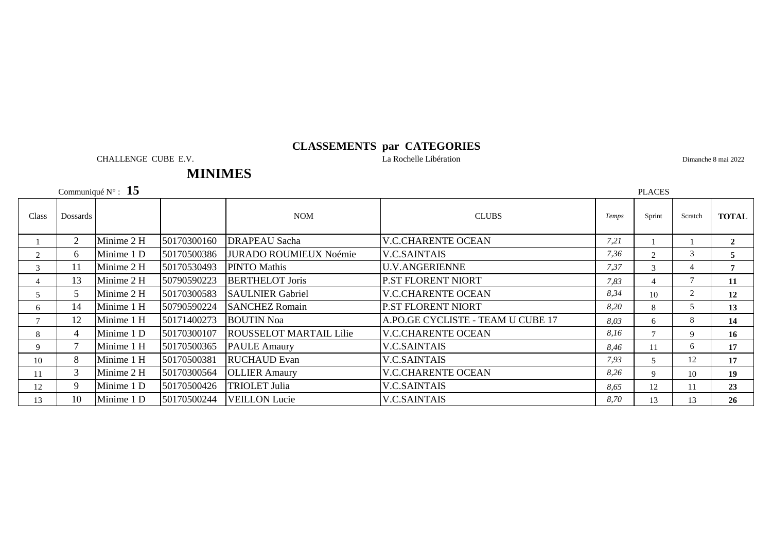# CLASSEMENTS par CATEGORIES

CHALLENGE CUBE E.V. — La Rochelle Libération — Dimanche 8 mai 2022

## MINIMES

Communiqué N° : **15**

| Class | Dossards | | | NOM | CLUBS | *Temps* | Sprint | Scratch | **TOTAL** |
|---|---|---|---|---|---|---|---|---|---|
| | | | | | | | PLACES | | |
| 1 | 2 | Minime 2 H | 50170300160 | DRAPEAU Sacha | V.C.CHARENTE OCEAN | *7,21* | 1 | 1 | **2** |
| 2 | 6 | Minime 1 D | 50170500386 | JURADO ROUMIEUX Noémie | V.C.SAINTAIS | *7,36* | 2 | 3 | **5** |
| 3 | 11 | Minime 2 H | 50170530493 | PINTO Mathis | U.V.ANGERIENNE | *7,37* | 3 | 4 | **7** |
| 4 | 13 | Minime 2 H | 50790590223 | BERTHELOT Joris | P.ST FLORENT NIORT | *7,83* | 4 | 7 | **11** |
| 5 | 5 | Minime 2 H | 50170300583 | SAULNIER Gabriel | V.C.CHARENTE OCEAN | *8,34* | 10 | 2 | **12** |
| 6 | 14 | Minime 1 H | 50790590224 | SANCHEZ Romain | P.ST FLORENT NIORT | *8,20* | 8 | 5 | **13** |
| 7 | 12 | Minime 1 H | 50171400273 | BOUTIN Noa | A.PO.GE CYCLISTE - TEAM U CUBE 17 | *8,03* | 6 | 8 | **14** |
| 8 | 4 | Minime 1 D | 50170300107 | ROUSSELOT MARTAIL Lilie | V.C.CHARENTE OCEAN | *8,16* | 7 | 9 | **16** |
| 9 | 7 | Minime 1 H | 50170500365 | PAULE Amaury | V.C.SAINTAIS | *8,46* | 11 | 6 | **17** |
| 10 | 8 | Minime 1 H | 50170500381 | RUCHAUD Evan | V.C.SAINTAIS | *7,93* | 5 | 12 | **17** |
| 11 | 3 | Minime 2 H | 50170300564 | OLLIER Amaury | V.C.CHARENTE OCEAN | *8,26* | 9 | 10 | **19** |
| 12 | 9 | Minime 1 D | 50170500426 | TRIOLET Julia | V.C.SAINTAIS | *8,65* | 12 | 11 | **23** |
| 13 | 10 | Minime 1 D | 50170500244 | VEILLON Lucie | V.C.SAINTAIS | *8,70* | 13 | 13 | **26** |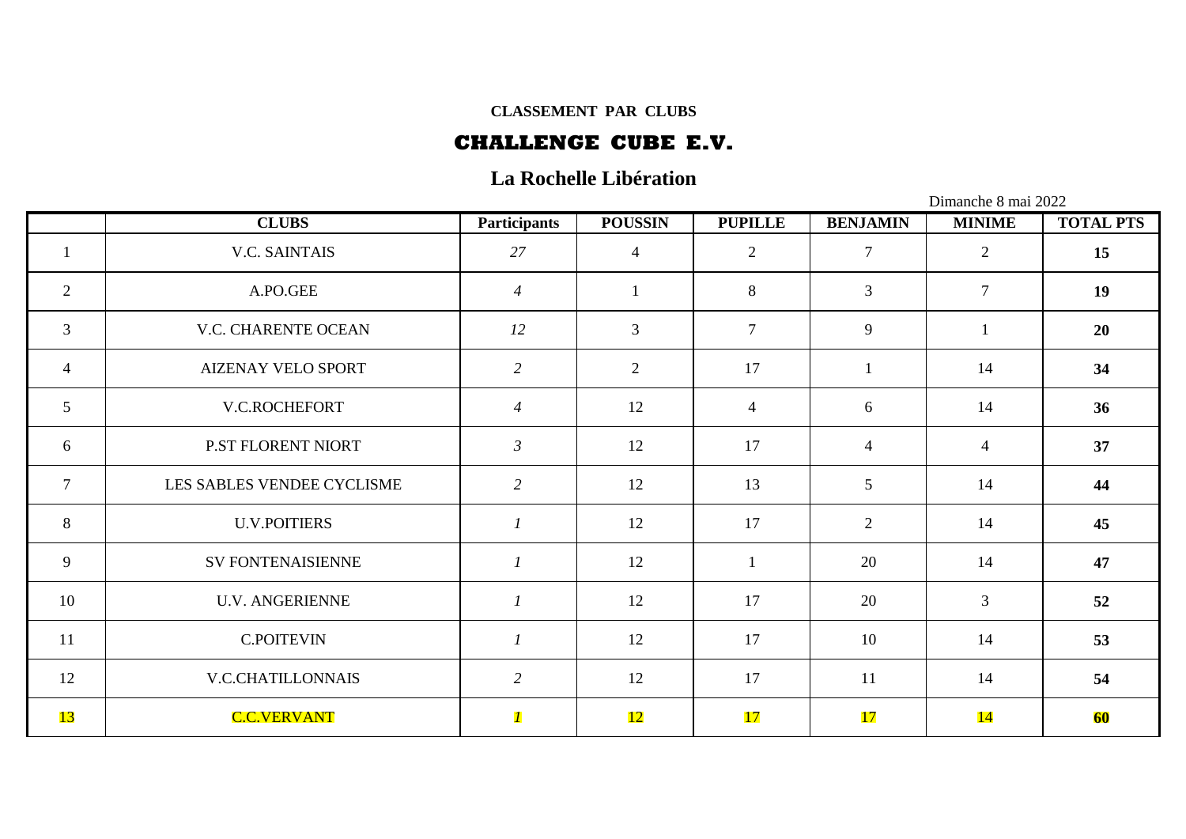**CLASSEMENT PAR CLUBS**

## CHALLENGE CUBE E.V.

## La Rochelle Libération

Dimanche 8 mai 2022

| | CLUBS | Participants | POUSSIN | PUPILLE | BENJAMIN | MINIME | TOTAL PTS |
|---|---|---|---|---|---|---|---|
| 1 | V.C. SAINTAIS | *27* | 4 | 2 | 7 | 2 | **15** |
| 2 | A.PO.GEE | *4* | 1 | 8 | 3 | 7 | **19** |
| 3 | V.C. CHARENTE OCEAN | *12* | 3 | 7 | 9 | 1 | **20** |
| 4 | AIZENAY VELO SPORT | *2* | 2 | 17 | 1 | 14 | **34** |
| 5 | V.C.ROCHEFORT | *4* | 12 | 4 | 6 | 14 | **36** |
| 6 | P.ST FLORENT NIORT | *3* | 12 | 17 | 4 | 4 | **37** |
| 7 | LES SABLES VENDEE CYCLISME | *2* | 12 | 13 | 5 | 14 | **44** |
| 8 | U.V.POITIERS | *1* | 12 | 17 | 2 | 14 | **45** |
| 9 | SV FONTENAISIENNE | *1* | 12 | 1 | 20 | 14 | **47** |
| 10 | U.V. ANGERIENNE | *1* | 12 | 17 | 20 | 3 | **52** |
| 11 | C.POITEVIN | *1* | 12 | 17 | 10 | 14 | **53** |
| 12 | V.C.CHATILLONNAIS | *2* | 12 | 17 | 11 | 14 | **54** |
| 13 | C.C.VERVANT | *1* | 12 | 17 | 17 | 14 | **60** |